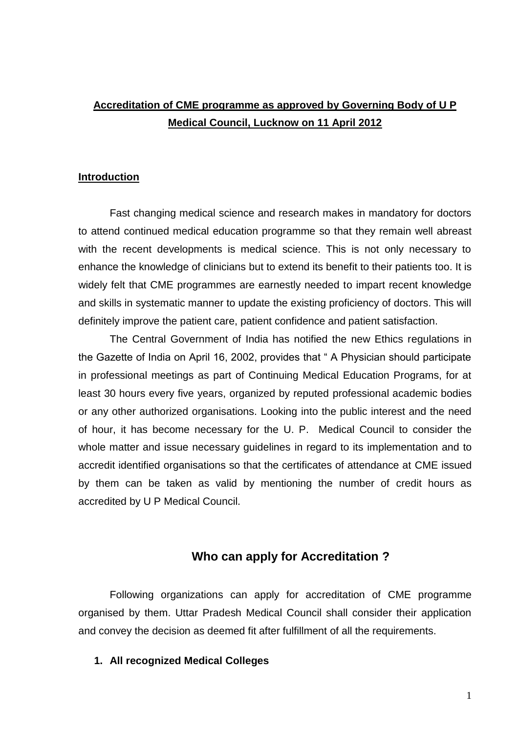# Accreditation of CME programme as approved by Governing Body of U P Medical Council, Lucknow on 11 April 2012

## Introduction

Fast changing medical science and research makes in mandatory for doctors to attend continued medical education programme so that they remain well abreast with the recent developments is medical science. This is not only necessary to enhance the knowledge of clinicians but to extend its benefit to their patients too. It is widely felt that CME programmes are earnestly needed to impart recent knowledge and skills in systematic manner to update the existing proficiency of doctors. This will definitely improve the patient care, patient confidence and patient satisfaction.

The Central Government of India has notified the new Ethics regulations in the Gazette of India on April 16, 2002, provides that " A Physician should participate in professional meetings as part of Continuing Medical Education Programs, for at least 30 hours every five years, organized by reputed professional academic bodies or any other authorized organisations. Looking into the public interest and the need of hour, it has become necessary for the U. P. Medical Council to consider the whole matter and issue necessary guidelines in regard to its implementation and to accredit identified organisations so that the certificates of attendance at CME issued by them can be taken as valid by mentioning the number of credit hours as accredited by U P Medical Council.

## Who can apply for Accreditation ?

Following organizations can apply for accreditation of CME programme organised by them. Uttar Pradesh Medical Council shall consider their application and convey the decision as deemed fit after fulfillment of all the requirements.

1. **All recognized Medical Colleges**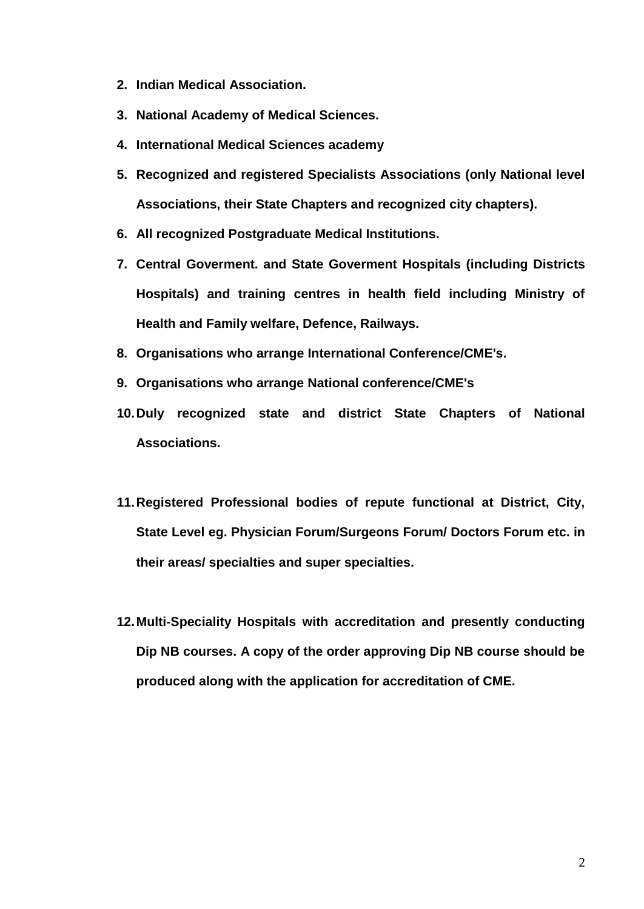2. **Indian Medical Association.**
3. **National Academy of Medical Sciences.**
4. **International Medical Sciences academy**
5. **Recognized and registered Specialists Associations (only National level Associations, their State Chapters and recognized city chapters).**
6. **All recognized Postgraduate Medical Institutions.**
7. **Central Goverment. and State Goverment Hospitals (including Districts Hospitals) and training centres in health field including Ministry of Health and Family welfare, Defence, Railways.**
8. **Organisations who arrange International Conference/CME's.**
9. **Organisations who arrange National conference/CME's**
10. **Duly recognized state and district State Chapters of National Associations.**
11. **Registered Professional bodies of repute functional at District, City, State Level eg. Physician Forum/Surgeons Forum/ Doctors Forum etc. in their areas/ specialties and super specialties.**
12. **Multi-Speciality Hospitals with accreditation and presently conducting Dip NB courses. A copy of the order approving Dip NB course should be produced along with the application for accreditation of CME.**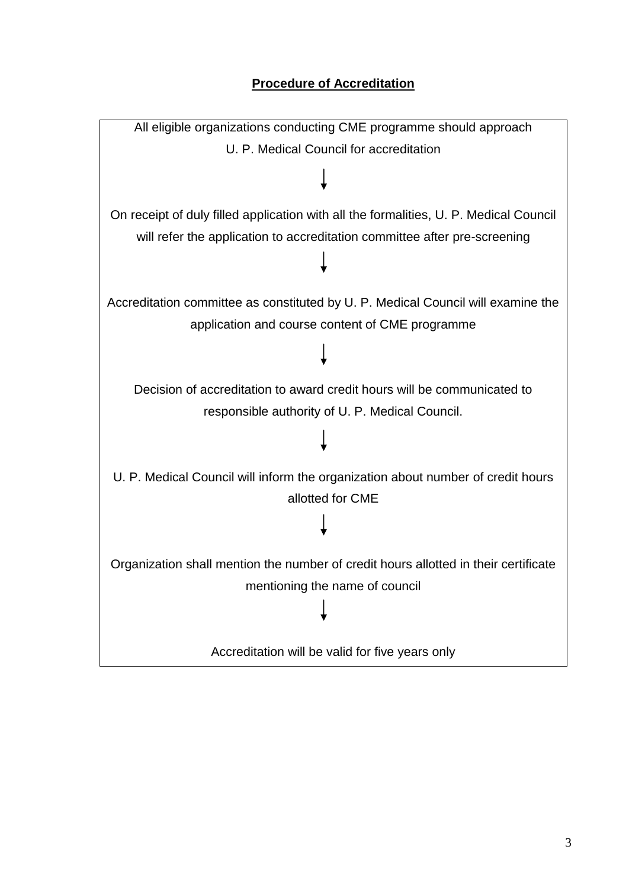## **Procedure of Accreditation**

All eligible organizations conducting CME programme should approach U. P. Medical Council for accreditation

↓

On receipt of duly filled application with all the formalities, U. P. Medical Council will refer the application to accreditation committee after pre-screening

↓

Accreditation committee as constituted by U. P. Medical Council will examine the application and course content of CME programme

↓

Decision of accreditation to award credit hours will be communicated to responsible authority of U. P. Medical Council.

↓

U. P. Medical Council will inform the organization about number of credit hours allotted for CME

↓

Organization shall mention the number of credit hours allotted in their certificate mentioning the name of council

↓

Accreditation will be valid for five years only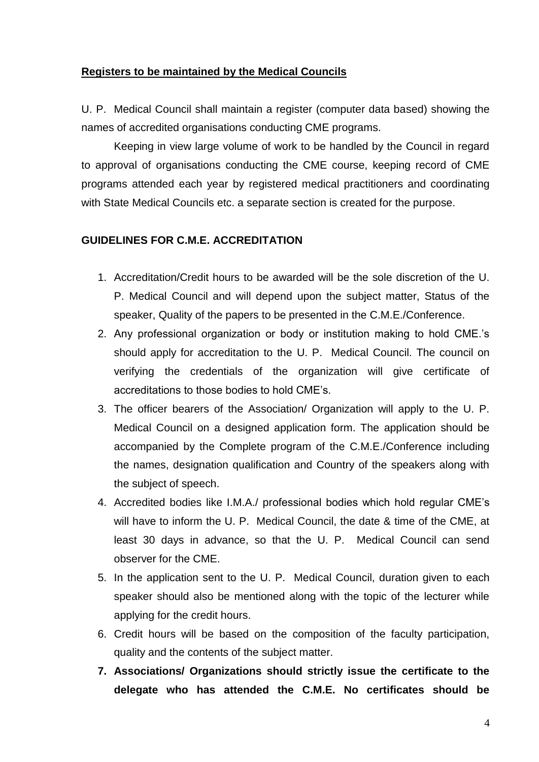**Registers to be maintained by the Medical Councils**

U. P. Medical Council shall maintain a register (computer data based) showing the names of accredited organisations conducting CME programs.

Keeping in view large volume of work to be handled by the Council in regard to approval of organisations conducting the CME course, keeping record of CME programs attended each year by registered medical practitioners and coordinating with State Medical Councils etc. a separate section is created for the purpose.

**GUIDELINES FOR C.M.E. ACCREDITATION**

1. Accreditation/Credit hours to be awarded will be the sole discretion of the U. P. Medical Council and will depend upon the subject matter, Status of the speaker, Quality of the papers to be presented in the C.M.E./Conference.
2. Any professional organization or body or institution making to hold CME.'s should apply for accreditation to the U. P. Medical Council. The council on verifying the credentials of the organization will give certificate of accreditations to those bodies to hold CME's.
3. The officer bearers of the Association/ Organization will apply to the U. P. Medical Council on a designed application form. The application should be accompanied by the Complete program of the C.M.E./Conference including the names, designation qualification and Country of the speakers along with the subject of speech.
4. Accredited bodies like I.M.A./ professional bodies which hold regular CME's will have to inform the U. P. Medical Council, the date & time of the CME, at least 30 days in advance, so that the U. P. Medical Council can send observer for the CME.
5. In the application sent to the U. P. Medical Council, duration given to each speaker should also be mentioned along with the topic of the lecturer while applying for the credit hours.
6. Credit hours will be based on the composition of the faculty participation, quality and the contents of the subject matter.
7. **Associations/ Organizations should strictly issue the certificate to the delegate who has attended the C.M.E. No certificates should be**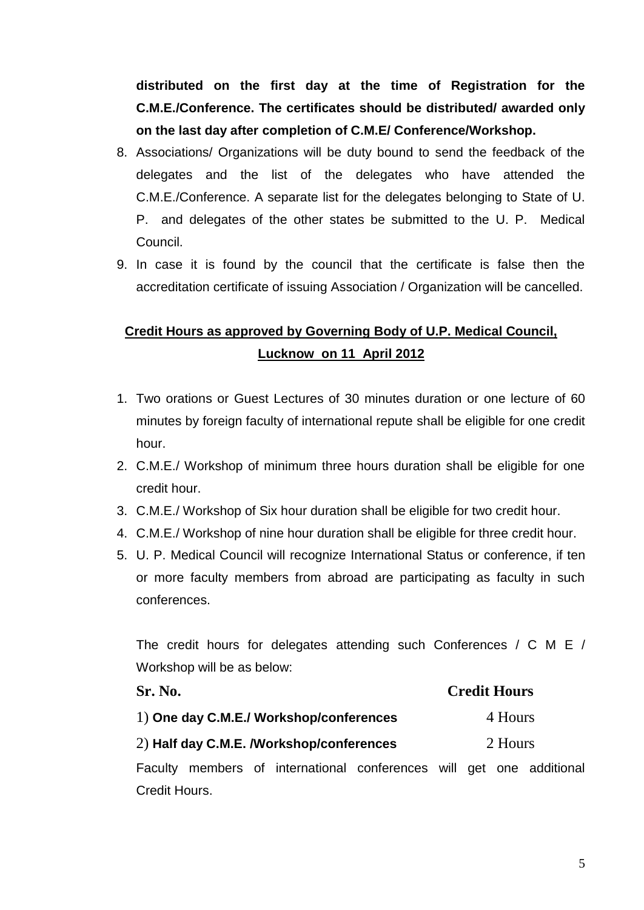**distributed on the first day at the time of Registration for the C.M.E./Conference. The certificates should be distributed/ awarded only on the last day after completion of C.M.E/ Conference/Workshop.**

8. Associations/ Organizations will be duty bound to send the feedback of the delegates and the list of the delegates who have attended the C.M.E./Conference. A separate list for the delegates belonging to State of U. P. and delegates of the other states be submitted to the U. P. Medical Council.
9. In case it is found by the council that the certificate is false then the accreditation certificate of issuing Association / Organization will be cancelled.

## Credit Hours as approved by Governing Body of U.P. Medical Council, Lucknow on 11 April 2012

1. Two orations or Guest Lectures of 30 minutes duration or one lecture of 60 minutes by foreign faculty of international repute shall be eligible for one credit hour.
2. C.M.E./ Workshop of minimum three hours duration shall be eligible for one credit hour.
3. C.M.E./ Workshop of Six hour duration shall be eligible for two credit hour.
4. C.M.E./ Workshop of nine hour duration shall be eligible for three credit hour.
5. U. P. Medical Council will recognize International Status or conference, if ten or more faculty members from abroad are participating as faculty in such conferences.

The credit hours for delegates attending such Conferences / C M E / Workshop will be as below:

| Sr. No. | Credit Hours |
|---|---|
| 1) **One day C.M.E./ Workshop/conferences** | 4 Hours |
| 2) **Half day C.M.E. /Workshop/conferences** | 2 Hours |

Faculty members of international conferences will get one additional Credit Hours.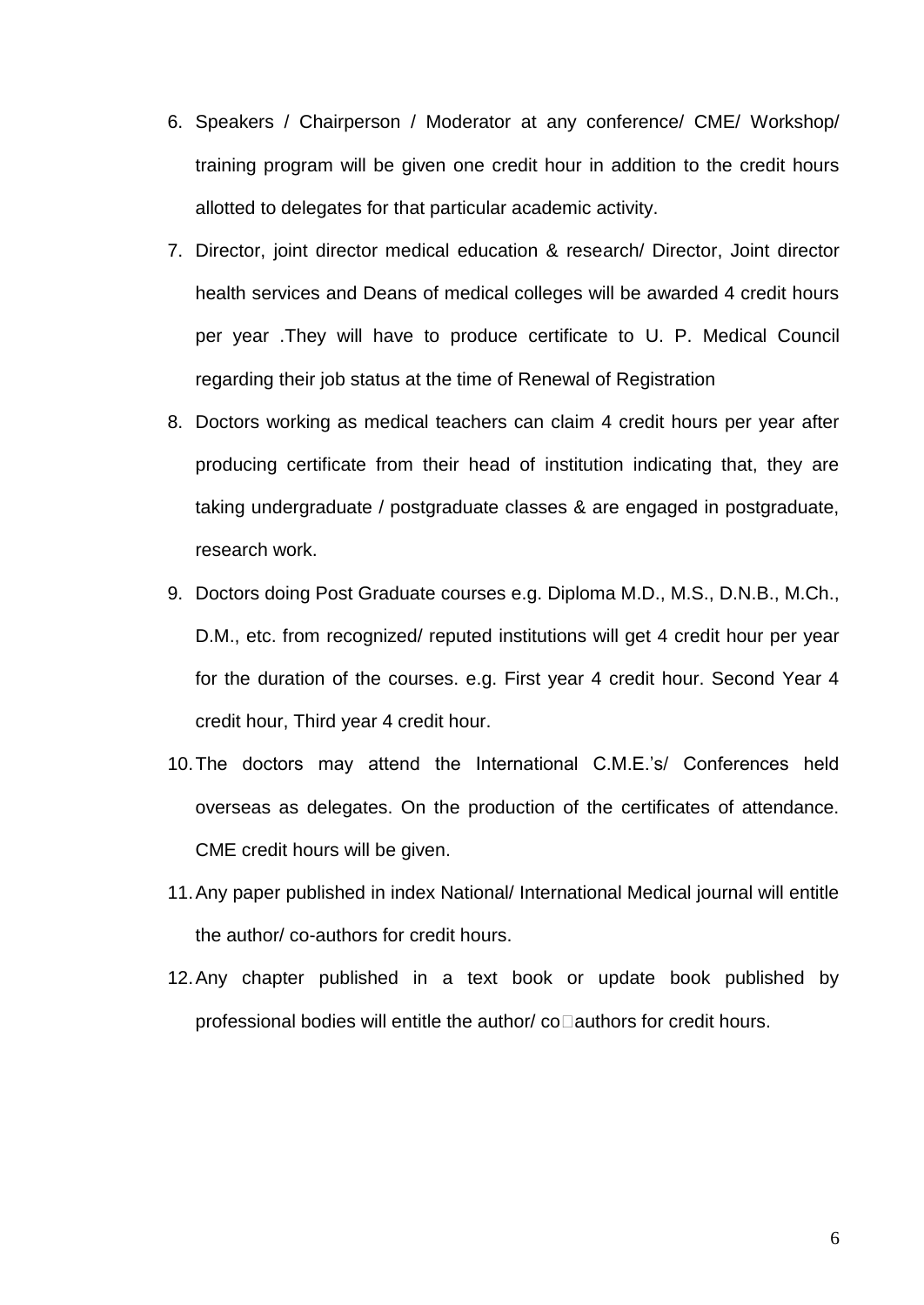6. Speakers / Chairperson / Moderator at any conference/ CME/ Workshop/ training program will be given one credit hour in addition to the credit hours allotted to delegates for that particular academic activity.
7. Director, joint director medical education & research/ Director, Joint director health services and Deans of medical colleges will be awarded 4 credit hours per year .They will have to produce certificate to U. P. Medical Council regarding their job status at the time of Renewal of Registration
8. Doctors working as medical teachers can claim 4 credit hours per year after producing certificate from their head of institution indicating that, they are taking undergraduate / postgraduate classes & are engaged in postgraduate, research work.
9. Doctors doing Post Graduate courses e.g. Diploma M.D., M.S., D.N.B., M.Ch., D.M., etc. from recognized/ reputed institutions will get 4 credit hour per year for the duration of the courses. e.g. First year 4 credit hour. Second Year 4 credit hour, Third year 4 credit hour.
10. The doctors may attend the International C.M.E.'s/ Conferences held overseas as delegates. On the production of the certificates of attendance. CME credit hours will be given.
11. Any paper published in index National/ International Medical journal will entitle the author/ co-authors for credit hours.
12. Any chapter published in a text book or update book published by professional bodies will entitle the author/ co-authors for credit hours.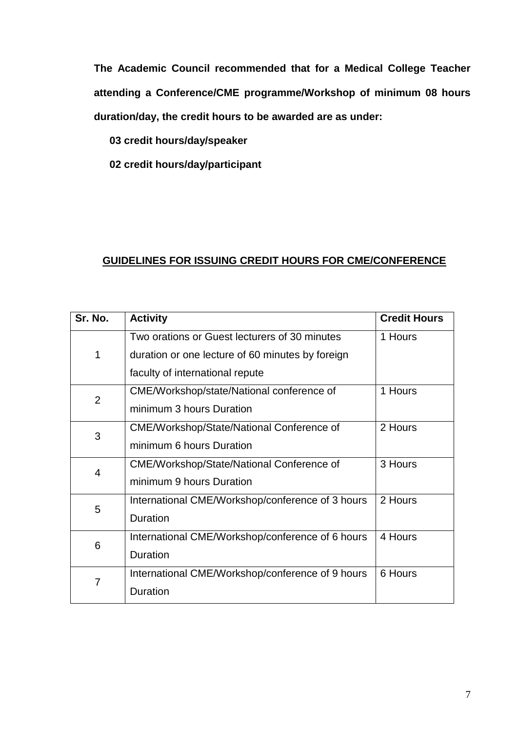**The Academic Council recommended that for a Medical College Teacher attending a Conference/CME programme/Workshop of minimum 08 hours duration/day, the credit hours to be awarded are as under:**

**03 credit hours/day/speaker**

**02 credit hours/day/participant**

## <u>GUIDELINES FOR ISSUING CREDIT HOURS FOR CME/CONFERENCE</u>

| Sr. No. | Activity | Credit Hours |
|---|---|---|
| 1 | Two orations or Guest lecturers of 30 minutes duration or one lecture of 60 minutes by foreign faculty of international repute | 1 Hours |
| 2 | CME/Workshop/state/National conference of minimum 3 hours Duration | 1 Hours |
| 3 | CME/Workshop/State/National Conference of minimum 6 hours Duration | 2 Hours |
| 4 | CME/Workshop/State/National Conference of minimum 9 hours Duration | 3 Hours |
| 5 | International CME/Workshop/conference of 3 hours Duration | 2 Hours |
| 6 | International CME/Workshop/conference of 6 hours Duration | 4 Hours |
| 7 | International CME/Workshop/conference of 9 hours Duration | 6 Hours |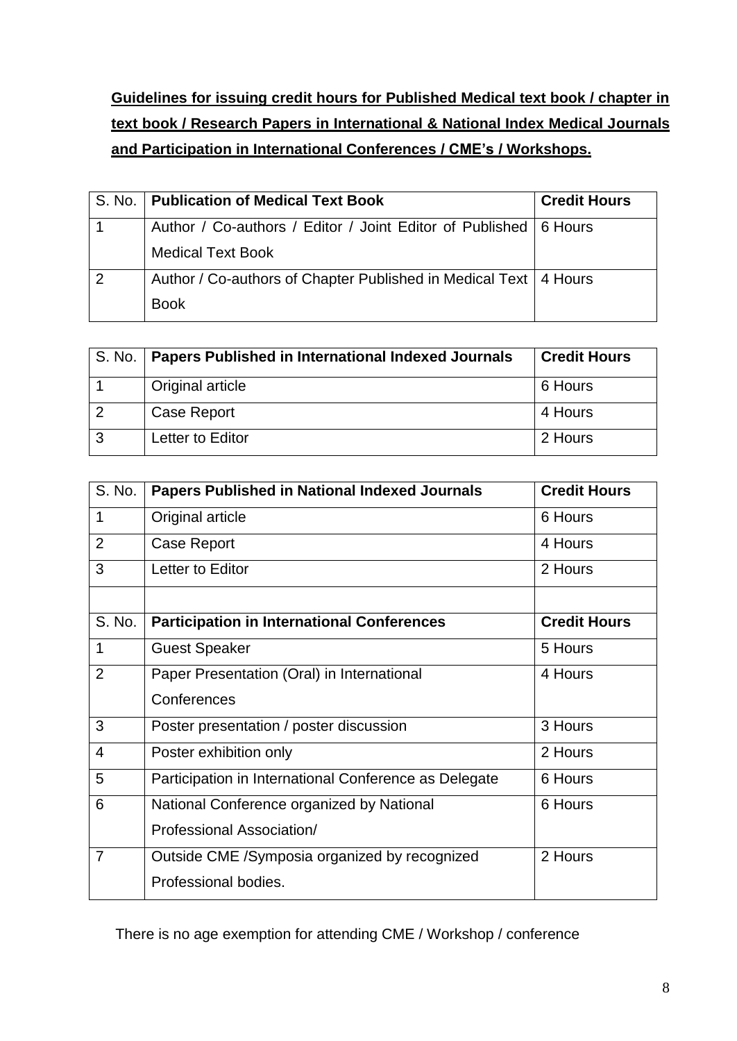**Guidelines for issuing credit hours for Published Medical text book / chapter in text book / Research Papers in International & National Index Medical Journals and Participation in International Conferences / CME's / Workshops.**

| S. No. | Publication of Medical Text Book | Credit Hours |
|---|---|---|
| 1 | Author / Co-authors / Editor / Joint Editor of Published Medical Text Book | 6 Hours |
| 2 | Author / Co-authors of Chapter Published in Medical Text Book | 4 Hours |

| S. No. | Papers Published in International Indexed Journals | Credit Hours |
|---|---|---|
| 1 | Original article | 6 Hours |
| 2 | Case Report | 4 Hours |
| 3 | Letter to Editor | 2 Hours |

| S. No. | Papers Published in National Indexed Journals | Credit Hours |
|---|---|---|
| 1 | Original article | 6 Hours |
| 2 | Case Report | 4 Hours |
| 3 | Letter to Editor | 2 Hours |
| | | |
| S. No. | **Participation in International Conferences** | **Credit Hours** |
| 1 | Guest Speaker | 5 Hours |
| 2 | Paper Presentation (Oral) in International Conferences | 4 Hours |
| 3 | Poster presentation / poster discussion | 3 Hours |
| 4 | Poster exhibition only | 2 Hours |
| 5 | Participation in International Conference as Delegate | 6 Hours |
| 6 | National Conference organized by National Professional Association/ | 6 Hours |
| 7 | Outside CME /Symposia organized by recognized Professional bodies. | 2 Hours |

There is no age exemption for attending CME / Workshop / conference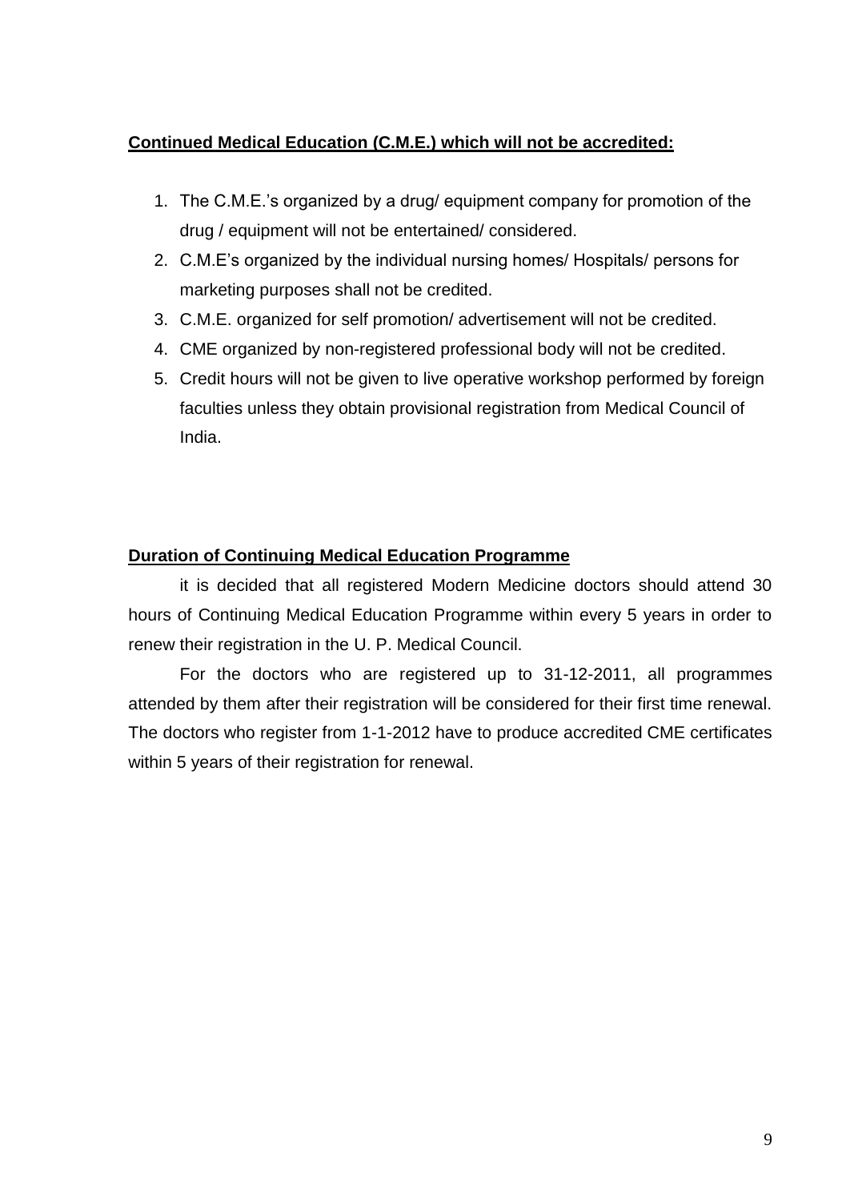**Continued Medical Education (C.M.E.) which will not be accredited:**

1. The C.M.E.'s organized by a drug/ equipment company for promotion of the drug / equipment will not be entertained/ considered.
2. C.M.E's organized by the individual nursing homes/ Hospitals/ persons for marketing purposes shall not be credited.
3. C.M.E. organized for self promotion/ advertisement will not be credited.
4. CME organized by non-registered professional body will not be credited.
5. Credit hours will not be given to live operative workshop performed by foreign faculties unless they obtain provisional registration from Medical Council of India.

**Duration of Continuing Medical Education Programme**

it is decided that all registered Modern Medicine doctors should attend 30 hours of Continuing Medical Education Programme within every 5 years in order to renew their registration in the U. P. Medical Council.

For the doctors who are registered up to 31-12-2011, all programmes attended by them after their registration will be considered for their first time renewal. The doctors who register from 1-1-2012 have to produce accredited CME certificates within 5 years of their registration for renewal.